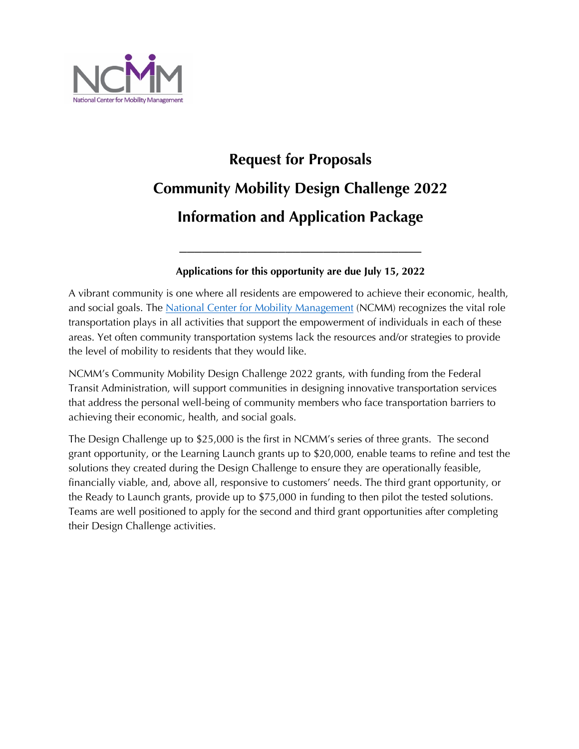# Request for Proposals

# Community Mobility Design Challenge 2022

# Information and Application Package

---

**Applications for this opportunity are due July 15, 2022**

A vibrant community is one where all residents are empowered to achieve their economic, health, and social goals. The National Center for Mobility Management (NCMM) recognizes the vital role transportation plays in all activities that support the empowerment of individuals in each of these areas. Yet often community transportation systems lack the resources and/or strategies to provide the level of mobility to residents that they would like.

NCMM's Community Mobility Design Challenge 2022 grants, with funding from the Federal Transit Administration, will support communities in designing innovative transportation services that address the personal well-being of community members who face transportation barriers to achieving their economic, health, and social goals.

The Design Challenge up to $25,000 is the first in NCMM's series of three grants. The second grant opportunity, or the Learning Launch grants up to $20,000, enable teams to refine and test the solutions they created during the Design Challenge to ensure they are operationally feasible, financially viable, and, above all, responsive to customers' needs. The third grant opportunity, or the Ready to Launch grants, provide up to $75,000 in funding to then pilot the tested solutions. Teams are well positioned to apply for the second and third grant opportunities after completing their Design Challenge activities.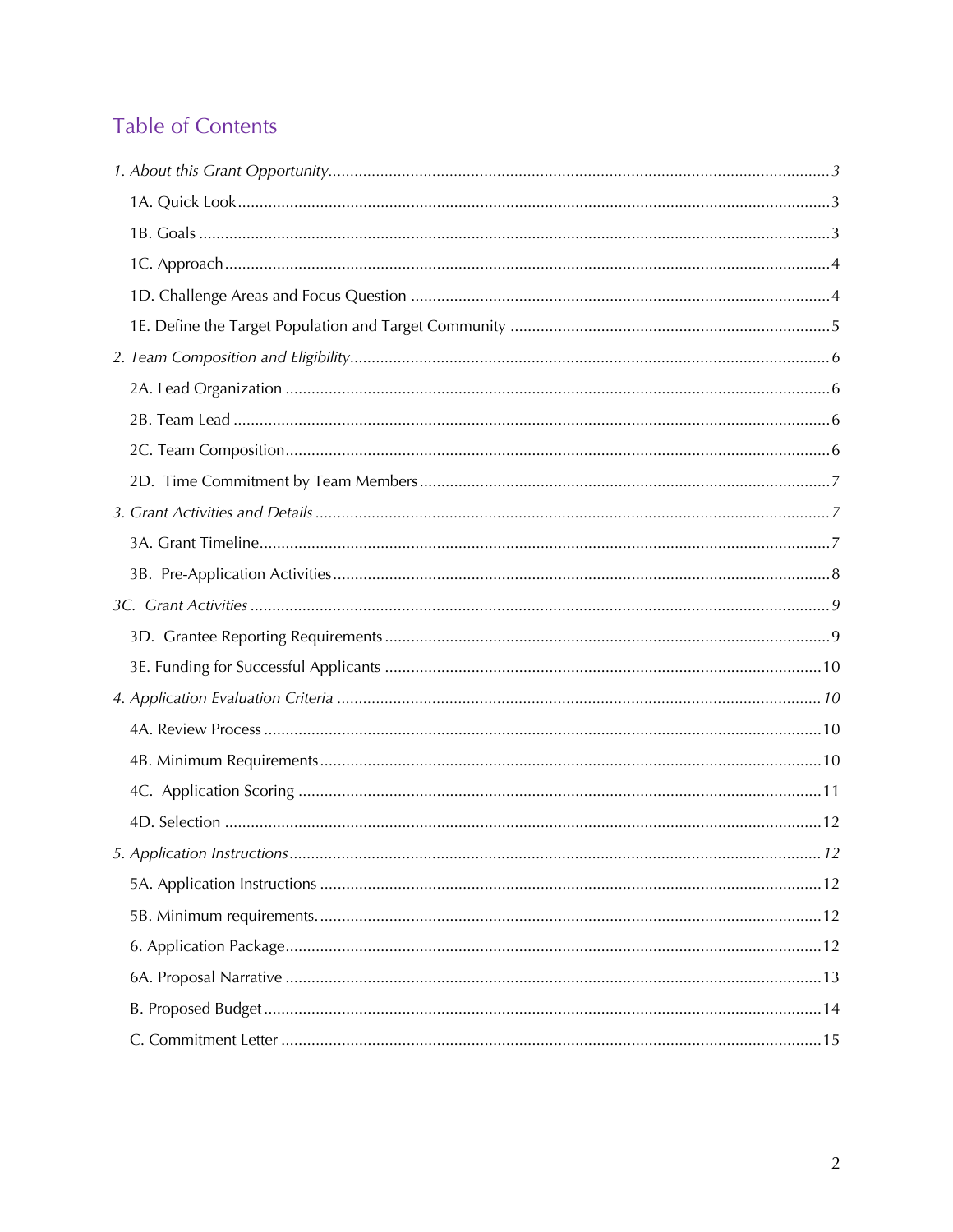# Table of Contents

*1. About this Grant Opportunity* ... *3*

- 1A. Quick Look ... 3
- 1B. Goals ... 3
- 1C. Approach ... 4
- 1D. Challenge Areas and Focus Question ... 4
- 1E. Define the Target Population and Target Community ... 5

*2. Team Composition and Eligibility* ... 6

- 2A. Lead Organization ... 6
- 2B. Team Lead ... 6
- 2C. Team Composition ... 6
- 2D. Time Commitment by Team Members ... 7

*3. Grant Activities and Details* ... *7*

- 3A. Grant Timeline ... 7
- 3B. Pre-Application Activities ... 8

*3C. Grant Activities* ... *9*

- 3D. Grantee Reporting Requirements ... 9
- 3E. Funding for Successful Applicants ... 10

*4. Application Evaluation Criteria* ... *10*

- 4A. Review Process ... 10
- 4B. Minimum Requirements ... 10
- 4C. Application Scoring ... 11
- 4D. Selection ... 12

*5. Application Instructions* ... *12*

- 5A. Application Instructions ... 12
- 5B. Minimum requirements. ... 12
- 6. Application Package ... 12
- 6A. Proposal Narrative ... 13
- B. Proposed Budget ... 14
- C. Commitment Letter ... 15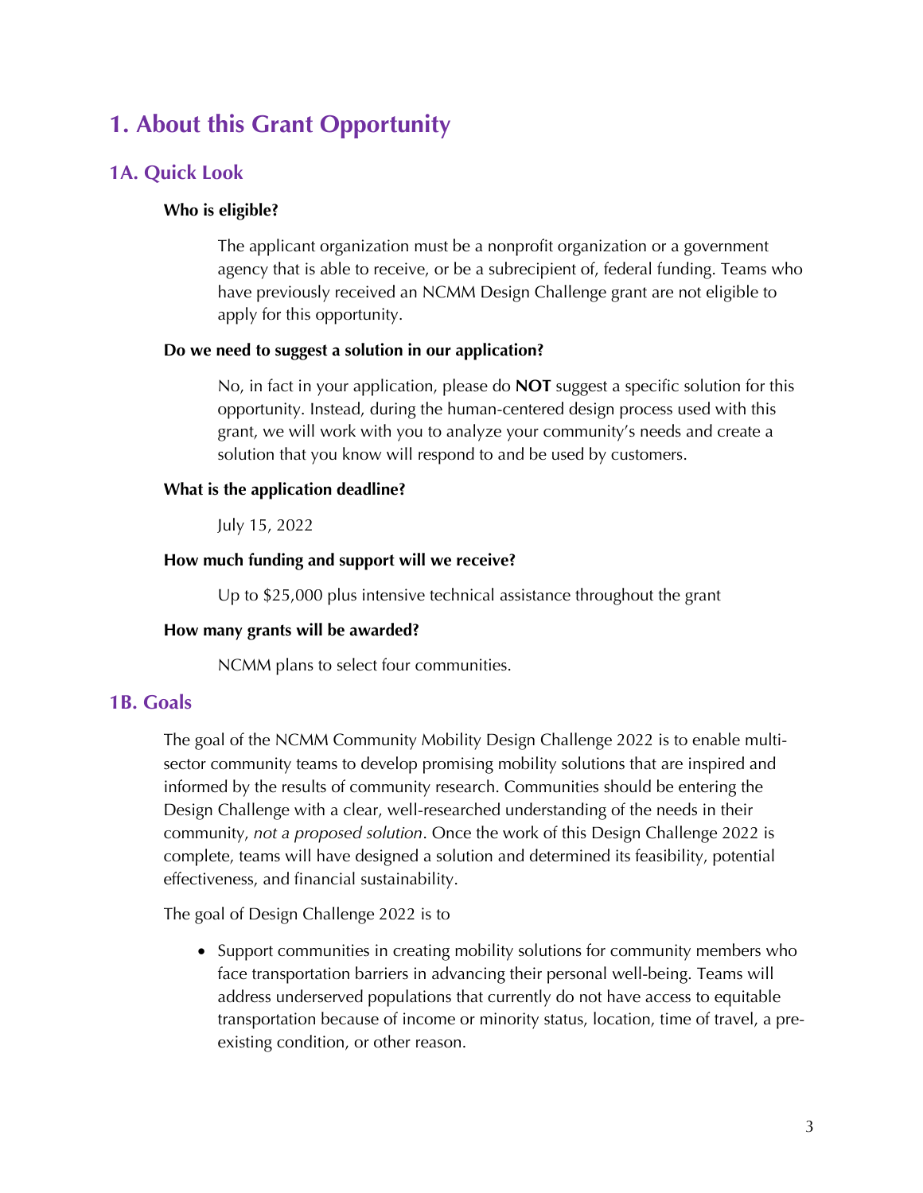# 1. About this Grant Opportunity

## 1A. Quick Look

**Who is eligible?**

The applicant organization must be a nonprofit organization or a government agency that is able to receive, or be a subrecipient of, federal funding. Teams who have previously received an NCMM Design Challenge grant are not eligible to apply for this opportunity.

**Do we need to suggest a solution in our application?**

No, in fact in your application, please do **NOT** suggest a specific solution for this opportunity. Instead, during the human-centered design process used with this grant, we will work with you to analyze your community's needs and create a solution that you know will respond to and be used by customers.

**What is the application deadline?**

July 15, 2022

**How much funding and support will we receive?**

Up to $25,000 plus intensive technical assistance throughout the grant

**How many grants will be awarded?**

NCMM plans to select four communities.

## 1B. Goals

The goal of the NCMM Community Mobility Design Challenge 2022 is to enable multi-sector community teams to develop promising mobility solutions that are inspired and informed by the results of community research. Communities should be entering the Design Challenge with a clear, well-researched understanding of the needs in their community, *not a proposed solution*. Once the work of this Design Challenge 2022 is complete, teams will have designed a solution and determined its feasibility, potential effectiveness, and financial sustainability.

The goal of Design Challenge 2022 is to

- Support communities in creating mobility solutions for community members who face transportation barriers in advancing their personal well-being. Teams will address underserved populations that currently do not have access to equitable transportation because of income or minority status, location, time of travel, a pre-existing condition, or other reason.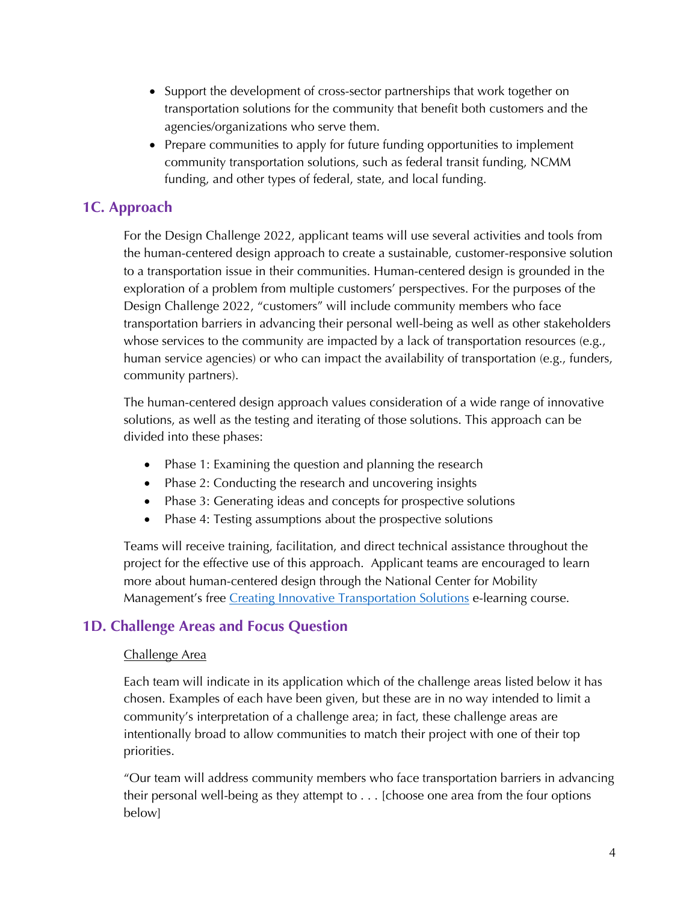- Support the development of cross-sector partnerships that work together on transportation solutions for the community that benefit both customers and the agencies/organizations who serve them.
- Prepare communities to apply for future funding opportunities to implement community transportation solutions, such as federal transit funding, NCMM funding, and other types of federal, state, and local funding.

## 1C. Approach

For the Design Challenge 2022, applicant teams will use several activities and tools from the human-centered design approach to create a sustainable, customer-responsive solution to a transportation issue in their communities. Human-centered design is grounded in the exploration of a problem from multiple customers' perspectives. For the purposes of the Design Challenge 2022, "customers" will include community members who face transportation barriers in advancing their personal well-being as well as other stakeholders whose services to the community are impacted by a lack of transportation resources (e.g., human service agencies) or who can impact the availability of transportation (e.g., funders, community partners).

The human-centered design approach values consideration of a wide range of innovative solutions, as well as the testing and iterating of those solutions. This approach can be divided into these phases:

- Phase 1: Examining the question and planning the research
- Phase 2: Conducting the research and uncovering insights
- Phase 3: Generating ideas and concepts for prospective solutions
- Phase 4: Testing assumptions about the prospective solutions

Teams will receive training, facilitation, and direct technical assistance throughout the project for the effective use of this approach. Applicant teams are encouraged to learn more about human-centered design through the National Center for Mobility Management's free Creating Innovative Transportation Solutions e-learning course.

## 1D. Challenge Areas and Focus Question

Challenge Area

Each team will indicate in its application which of the challenge areas listed below it has chosen. Examples of each have been given, but these are in no way intended to limit a community's interpretation of a challenge area; in fact, these challenge areas are intentionally broad to allow communities to match their project with one of their top priorities.

"Our team will address community members who face transportation barriers in advancing their personal well-being as they attempt to . . . [choose one area from the four options below]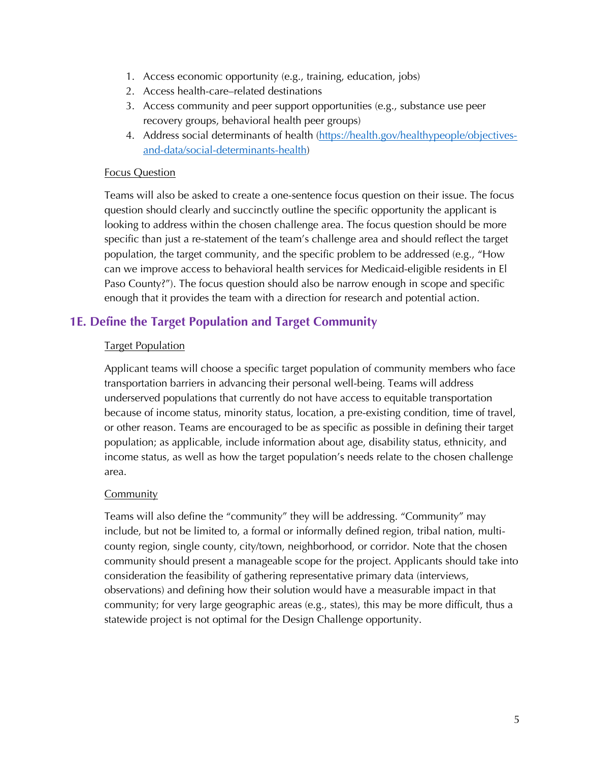1. Access economic opportunity (e.g., training, education, jobs)
2. Access health-care–related destinations
3. Access community and peer support opportunities (e.g., substance use peer recovery groups, behavioral health peer groups)
4. Address social determinants of health (https://health.gov/healthypeople/objectives-and-data/social-determinants-health)

Focus Question

Teams will also be asked to create a one-sentence focus question on their issue. The focus question should clearly and succinctly outline the specific opportunity the applicant is looking to address within the chosen challenge area. The focus question should be more specific than just a re-statement of the team's challenge area and should reflect the target population, the target community, and the specific problem to be addressed (e.g., "How can we improve access to behavioral health services for Medicaid-eligible residents in El Paso County?"). The focus question should also be narrow enough in scope and specific enough that it provides the team with a direction for research and potential action.

## 1E. Define the Target Population and Target Community

Target Population

Applicant teams will choose a specific target population of community members who face transportation barriers in advancing their personal well-being. Teams will address underserved populations that currently do not have access to equitable transportation because of income status, minority status, location, a pre-existing condition, time of travel, or other reason. Teams are encouraged to be as specific as possible in defining their target population; as applicable, include information about age, disability status, ethnicity, and income status, as well as how the target population's needs relate to the chosen challenge area.

Community

Teams will also define the "community" they will be addressing. "Community" may include, but not be limited to, a formal or informally defined region, tribal nation, multi-county region, single county, city/town, neighborhood, or corridor. Note that the chosen community should present a manageable scope for the project. Applicants should take into consideration the feasibility of gathering representative primary data (interviews, observations) and defining how their solution would have a measurable impact in that community; for very large geographic areas (e.g., states), this may be more difficult, thus a statewide project is not optimal for the Design Challenge opportunity.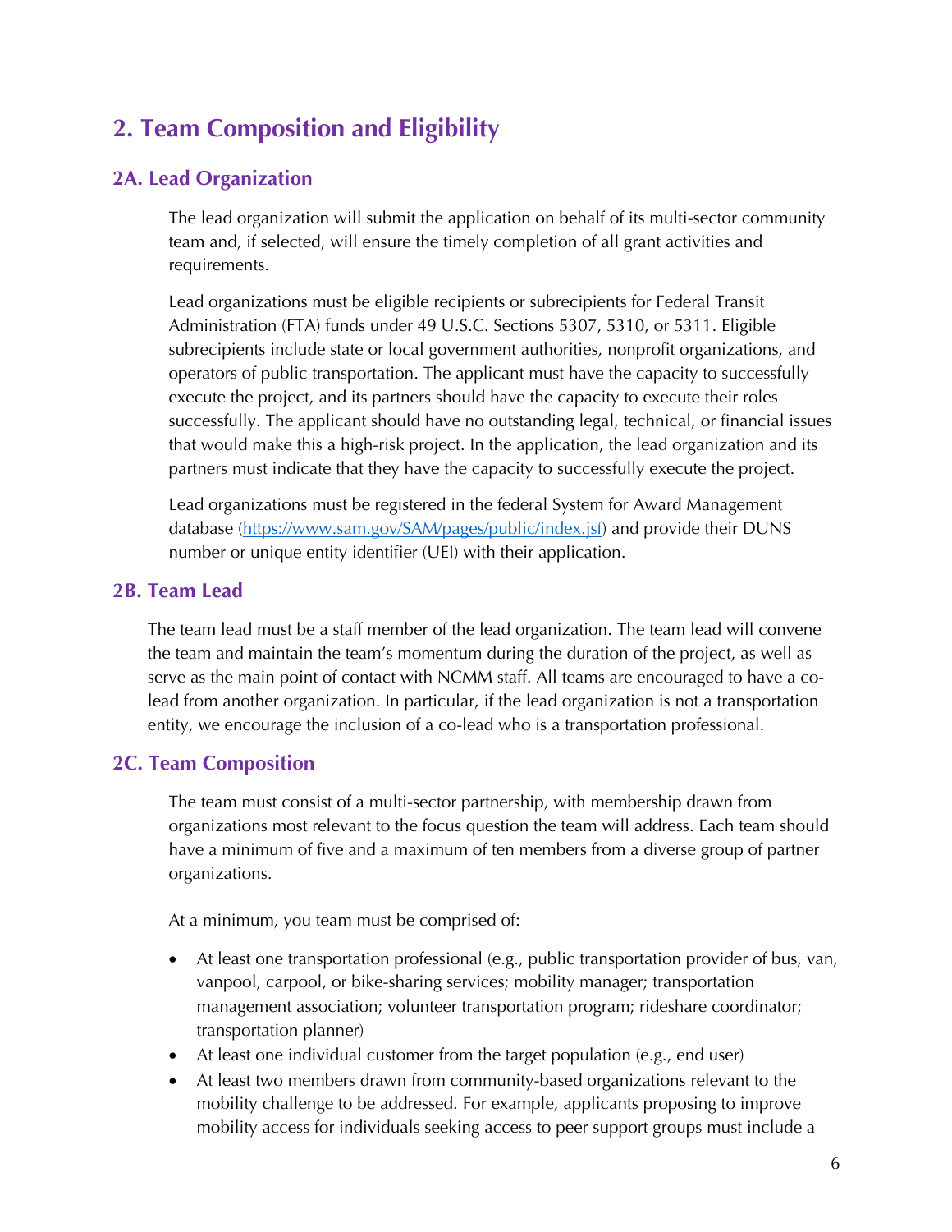## 2. Team Composition and Eligibility

### 2A. Lead Organization

The lead organization will submit the application on behalf of its multi-sector community team and, if selected, will ensure the timely completion of all grant activities and requirements.

Lead organizations must be eligible recipients or subrecipients for Federal Transit Administration (FTA) funds under 49 U.S.C. Sections 5307, 5310, or 5311. Eligible subrecipients include state or local government authorities, nonprofit organizations, and operators of public transportation. The applicant must have the capacity to successfully execute the project, and its partners should have the capacity to execute their roles successfully. The applicant should have no outstanding legal, technical, or financial issues that would make this a high-risk project. In the application, the lead organization and its partners must indicate that they have the capacity to successfully execute the project.

Lead organizations must be registered in the federal System for Award Management database (https://www.sam.gov/SAM/pages/public/index.jsf) and provide their DUNS number or unique entity identifier (UEI) with their application.

### 2B. Team Lead

The team lead must be a staff member of the lead organization. The team lead will convene the team and maintain the team's momentum during the duration of the project, as well as serve as the main point of contact with NCMM staff. All teams are encouraged to have a co-lead from another organization. In particular, if the lead organization is not a transportation entity, we encourage the inclusion of a co-lead who is a transportation professional.

### 2C. Team Composition

The team must consist of a multi-sector partnership, with membership drawn from organizations most relevant to the focus question the team will address. Each team should have a minimum of five and a maximum of ten members from a diverse group of partner organizations.

At a minimum, you team must be comprised of:

- At least one transportation professional (e.g., public transportation provider of bus, van, vanpool, carpool, or bike-sharing services; mobility manager; transportation management association; volunteer transportation program; rideshare coordinator; transportation planner)
- At least one individual customer from the target population (e.g., end user)
- At least two members drawn from community-based organizations relevant to the mobility challenge to be addressed. For example, applicants proposing to improve mobility access for individuals seeking access to peer support groups must include a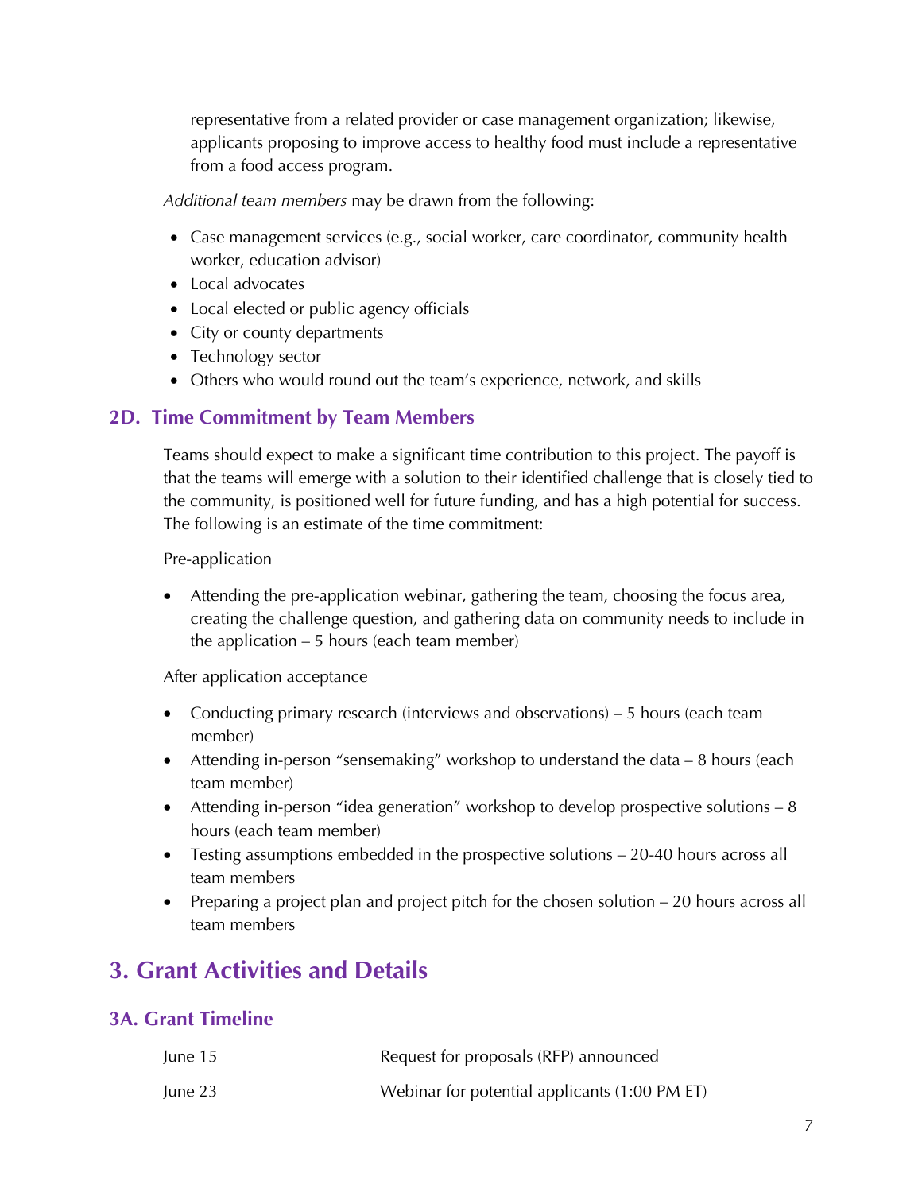representative from a related provider or case management organization; likewise, applicants proposing to improve access to healthy food must include a representative from a food access program.

*Additional team members* may be drawn from the following:

- Case management services (e.g., social worker, care coordinator, community health worker, education advisor)
- Local advocates
- Local elected or public agency officials
- City or county departments
- Technology sector
- Others who would round out the team's experience, network, and skills

### 2D. Time Commitment by Team Members

Teams should expect to make a significant time contribution to this project. The payoff is that the teams will emerge with a solution to their identified challenge that is closely tied to the community, is positioned well for future funding, and has a high potential for success. The following is an estimate of the time commitment:

Pre-application

- Attending the pre-application webinar, gathering the team, choosing the focus area, creating the challenge question, and gathering data on community needs to include in the application – 5 hours (each team member)

After application acceptance

- Conducting primary research (interviews and observations) – 5 hours (each team member)
- Attending in-person "sensemaking" workshop to understand the data – 8 hours (each team member)
- Attending in-person "idea generation" workshop to develop prospective solutions – 8 hours (each team member)
- Testing assumptions embedded in the prospective solutions – 20-40 hours across all team members
- Preparing a project plan and project pitch for the chosen solution – 20 hours across all team members

## 3. Grant Activities and Details

### 3A. Grant Timeline

| | |
|---|---|
| June 15 | Request for proposals (RFP) announced |
| June 23 | Webinar for potential applicants (1:00 PM ET) |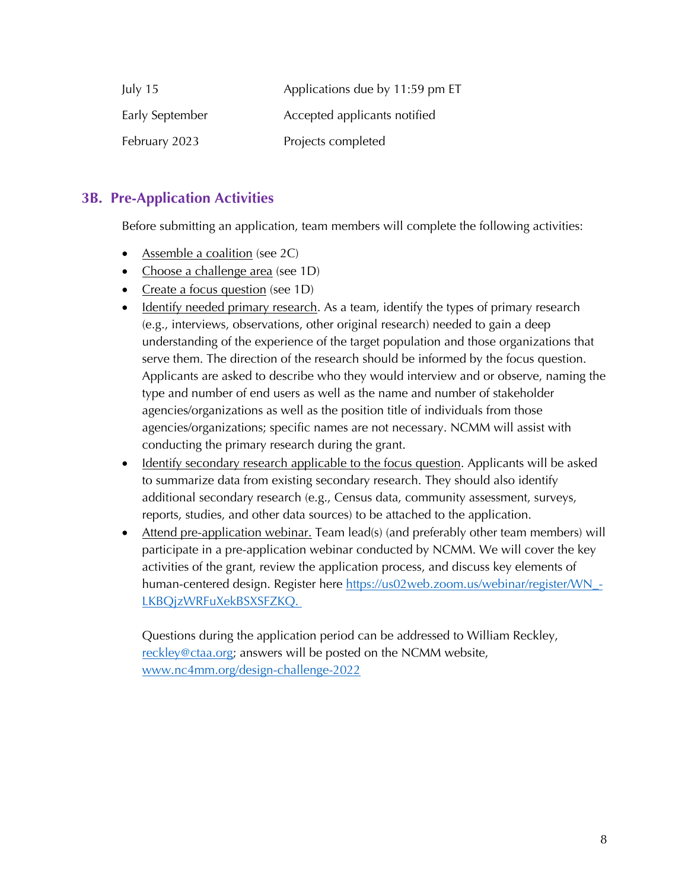| | |
|---|---|
| July 15 | Applications due by 11:59 pm ET |
| Early September | Accepted applicants notified |
| February 2023 | Projects completed |

## 3B. Pre-Application Activities

Before submitting an application, team members will complete the following activities:

- Assemble a coalition (see 2C)
- Choose a challenge area (see 1D)
- Create a focus question (see 1D)
- Identify needed primary research. As a team, identify the types of primary research (e.g., interviews, observations, other original research) needed to gain a deep understanding of the experience of the target population and those organizations that serve them. The direction of the research should be informed by the focus question. Applicants are asked to describe who they would interview and or observe, naming the type and number of end users as well as the name and number of stakeholder agencies/organizations as well as the position title of individuals from those agencies/organizations; specific names are not necessary. NCMM will assist with conducting the primary research during the grant.
- Identify secondary research applicable to the focus question. Applicants will be asked to summarize data from existing secondary research. They should also identify additional secondary research (e.g., Census data, community assessment, surveys, reports, studies, and other data sources) to be attached to the application.
- Attend pre-application webinar. Team lead(s) (and preferably other team members) will participate in a pre-application webinar conducted by NCMM. We will cover the key activities of the grant, review the application process, and discuss key elements of human-centered design. Register here https://us02web.zoom.us/webinar/register/WN_-LKBQjzWRFuXekBSXSFZKQ.

  Questions during the application period can be addressed to William Reckley, reckley@ctaa.org; answers will be posted on the NCMM website, www.nc4mm.org/design-challenge-2022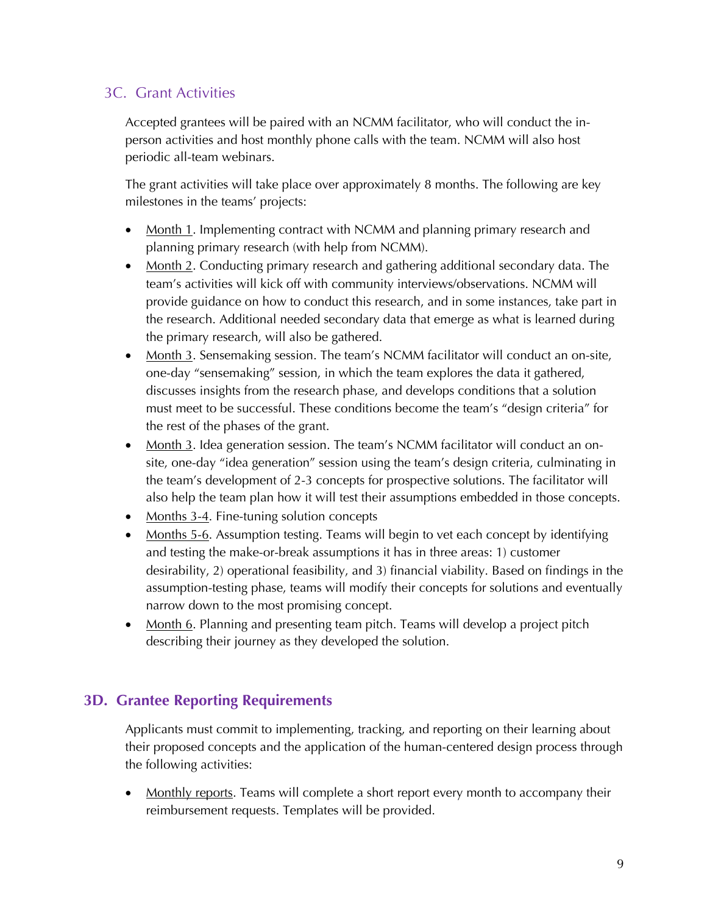## 3C. Grant Activities

Accepted grantees will be paired with an NCMM facilitator, who will conduct the in-person activities and host monthly phone calls with the team. NCMM will also host periodic all-team webinars.

The grant activities will take place over approximately 8 months. The following are key milestones in the teams' projects:

- Month 1. Implementing contract with NCMM and planning primary research and planning primary research (with help from NCMM).
- Month 2. Conducting primary research and gathering additional secondary data. The team's activities will kick off with community interviews/observations. NCMM will provide guidance on how to conduct this research, and in some instances, take part in the research. Additional needed secondary data that emerge as what is learned during the primary research, will also be gathered.
- Month 3. Sensemaking session. The team's NCMM facilitator will conduct an on-site, one-day "sensemaking" session, in which the team explores the data it gathered, discusses insights from the research phase, and develops conditions that a solution must meet to be successful. These conditions become the team's "design criteria" for the rest of the phases of the grant.
- Month 3. Idea generation session. The team's NCMM facilitator will conduct an on-site, one-day "idea generation" session using the team's design criteria, culminating in the team's development of 2-3 concepts for prospective solutions. The facilitator will also help the team plan how it will test their assumptions embedded in those concepts.
- Months 3-4. Fine-tuning solution concepts
- Months 5-6. Assumption testing. Teams will begin to vet each concept by identifying and testing the make-or-break assumptions it has in three areas: 1) customer desirability, 2) operational feasibility, and 3) financial viability. Based on findings in the assumption-testing phase, teams will modify their concepts for solutions and eventually narrow down to the most promising concept.
- Month 6. Planning and presenting team pitch. Teams will develop a project pitch describing their journey as they developed the solution.

## 3D. Grantee Reporting Requirements

Applicants must commit to implementing, tracking, and reporting on their learning about their proposed concepts and the application of the human-centered design process through the following activities:

- Monthly reports. Teams will complete a short report every month to accompany their reimbursement requests. Templates will be provided.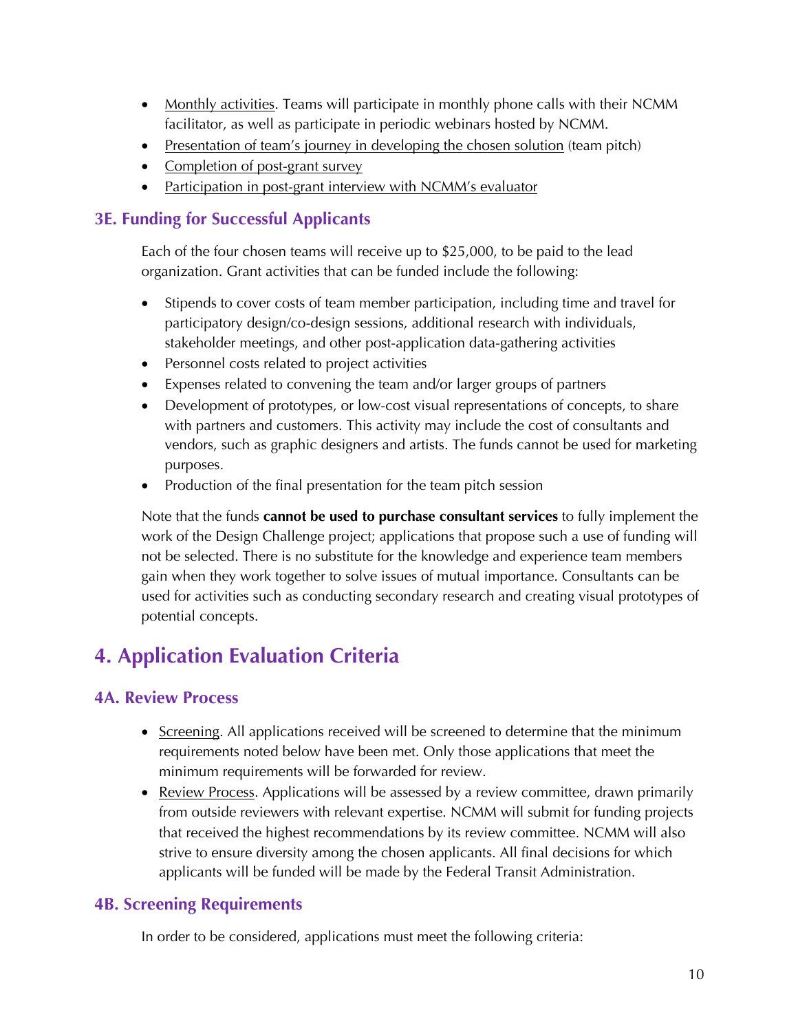- Monthly activities. Teams will participate in monthly phone calls with their NCMM facilitator, as well as participate in periodic webinars hosted by NCMM.
- Presentation of team's journey in developing the chosen solution (team pitch)
- Completion of post-grant survey
- Participation in post-grant interview with NCMM's evaluator

### 3E. Funding for Successful Applicants

Each of the four chosen teams will receive up to $25,000, to be paid to the lead organization. Grant activities that can be funded include the following:

- Stipends to cover costs of team member participation, including time and travel for participatory design/co-design sessions, additional research with individuals, stakeholder meetings, and other post-application data-gathering activities
- Personnel costs related to project activities
- Expenses related to convening the team and/or larger groups of partners
- Development of prototypes, or low-cost visual representations of concepts, to share with partners and customers. This activity may include the cost of consultants and vendors, such as graphic designers and artists. The funds cannot be used for marketing purposes.
- Production of the final presentation for the team pitch session

Note that the funds **cannot be used to purchase consultant services** to fully implement the work of the Design Challenge project; applications that propose such a use of funding will not be selected. There is no substitute for the knowledge and experience team members gain when they work together to solve issues of mutual importance. Consultants can be used for activities such as conducting secondary research and creating visual prototypes of potential concepts.

## 4. Application Evaluation Criteria

### 4A. Review Process

- Screening. All applications received will be screened to determine that the minimum requirements noted below have been met. Only those applications that meet the minimum requirements will be forwarded for review.
- Review Process. Applications will be assessed by a review committee, drawn primarily from outside reviewers with relevant expertise. NCMM will submit for funding projects that received the highest recommendations by its review committee. NCMM will also strive to ensure diversity among the chosen applicants. All final decisions for which applicants will be funded will be made by the Federal Transit Administration.

### 4B. Screening Requirements

In order to be considered, applications must meet the following criteria: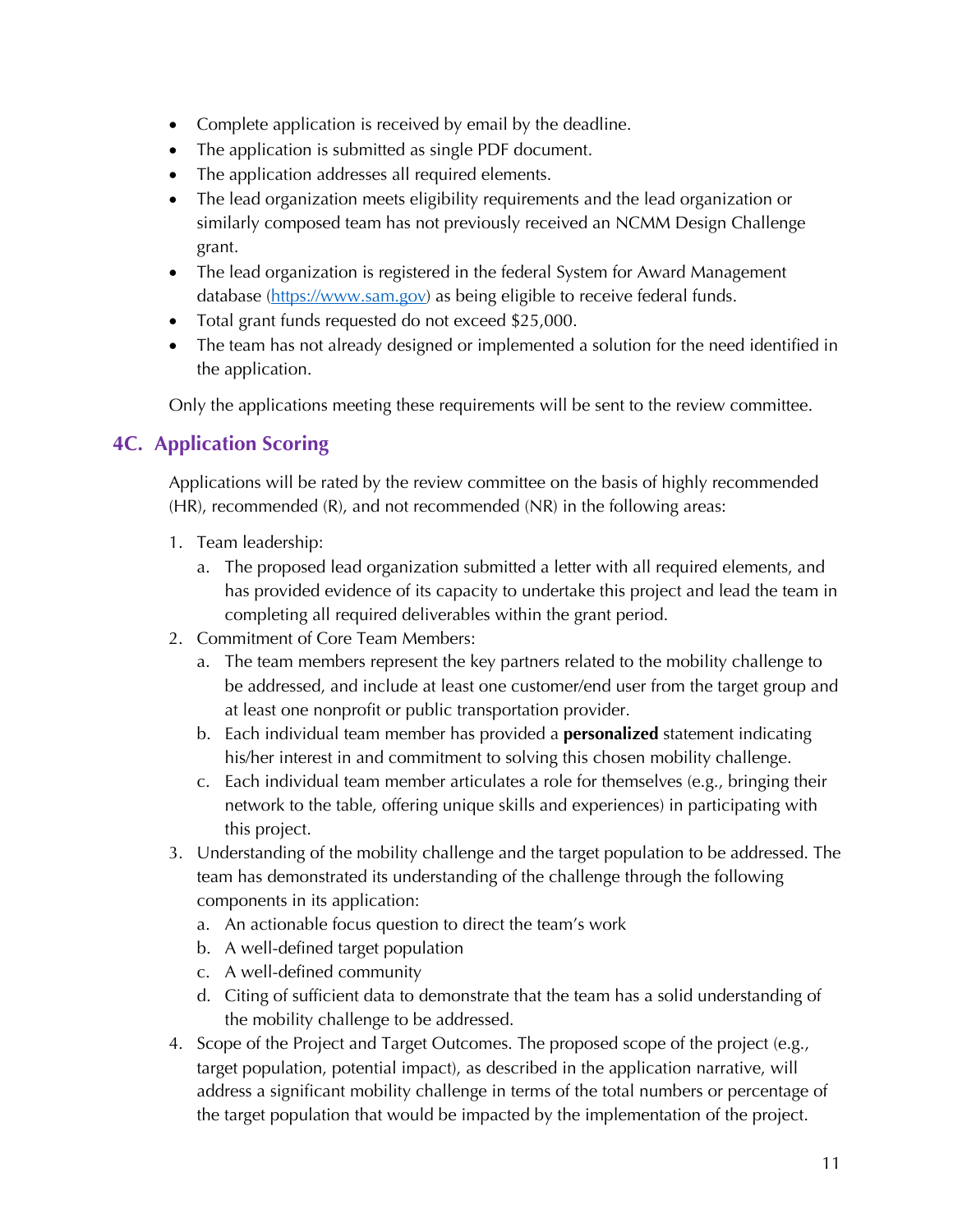- Complete application is received by email by the deadline.
- The application is submitted as single PDF document.
- The application addresses all required elements.
- The lead organization meets eligibility requirements and the lead organization or similarly composed team has not previously received an NCMM Design Challenge grant.
- The lead organization is registered in the federal System for Award Management database (https://www.sam.gov) as being eligible to receive federal funds.
- Total grant funds requested do not exceed $25,000.
- The team has not already designed or implemented a solution for the need identified in the application.

Only the applications meeting these requirements will be sent to the review committee.

## 4C. Application Scoring

Applications will be rated by the review committee on the basis of highly recommended (HR), recommended (R), and not recommended (NR) in the following areas:

1. Team leadership:
   a. The proposed lead organization submitted a letter with all required elements, and has provided evidence of its capacity to undertake this project and lead the team in completing all required deliverables within the grant period.
2. Commitment of Core Team Members:
   a. The team members represent the key partners related to the mobility challenge to be addressed, and include at least one customer/end user from the target group and at least one nonprofit or public transportation provider.
   b. Each individual team member has provided a **personalized** statement indicating his/her interest in and commitment to solving this chosen mobility challenge.
   c. Each individual team member articulates a role for themselves (e.g., bringing their network to the table, offering unique skills and experiences) in participating with this project.
3. Understanding of the mobility challenge and the target population to be addressed. The team has demonstrated its understanding of the challenge through the following components in its application:
   a. An actionable focus question to direct the team's work
   b. A well-defined target population
   c. A well-defined community
   d. Citing of sufficient data to demonstrate that the team has a solid understanding of the mobility challenge to be addressed.
4. Scope of the Project and Target Outcomes. The proposed scope of the project (e.g., target population, potential impact), as described in the application narrative, will address a significant mobility challenge in terms of the total numbers or percentage of the target population that would be impacted by the implementation of the project.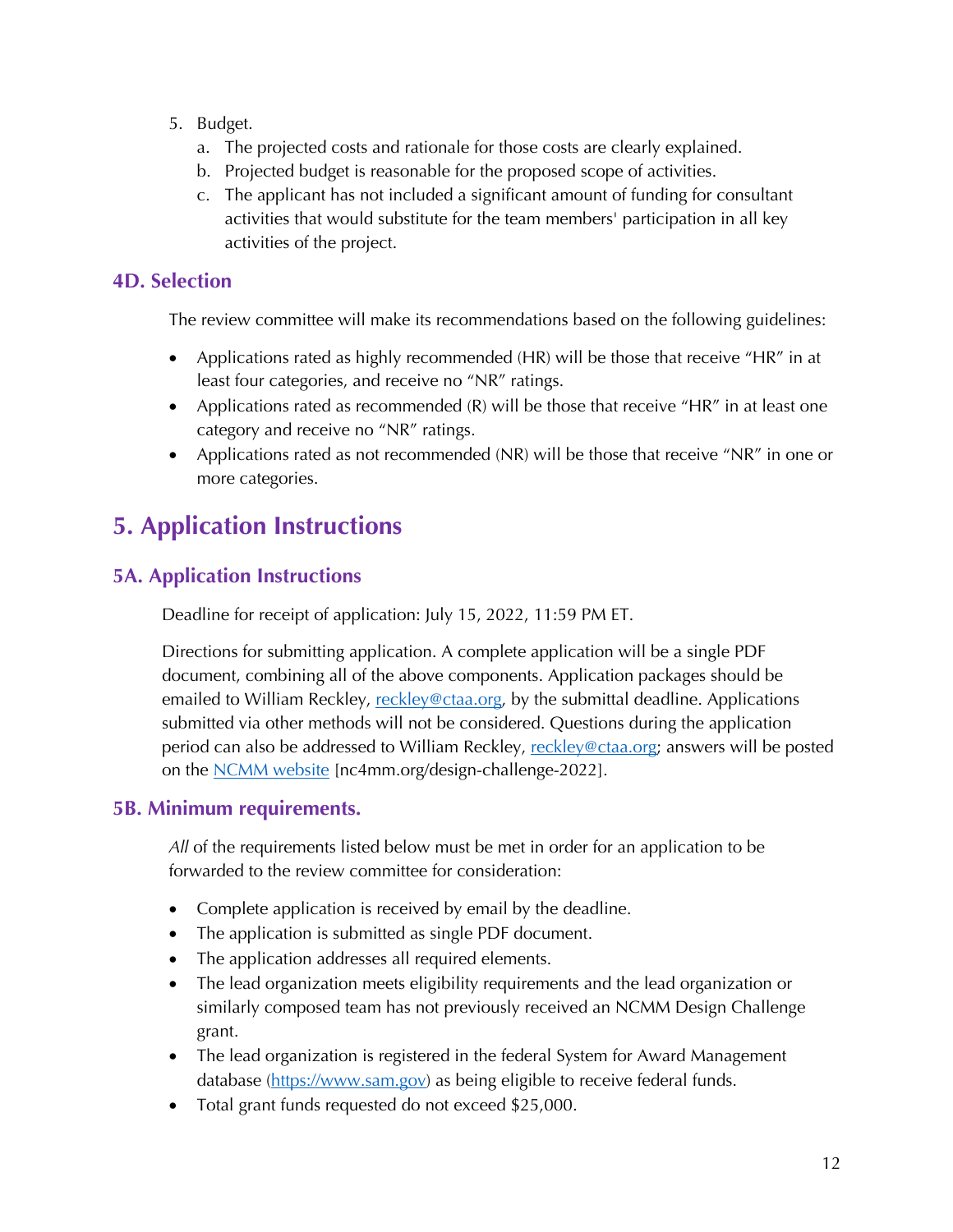5. Budget.
    a. The projected costs and rationale for those costs are clearly explained.
    b. Projected budget is reasonable for the proposed scope of activities.
    c. The applicant has not included a significant amount of funding for consultant activities that would substitute for the team members' participation in all key activities of the project.

### 4D. Selection

The review committee will make its recommendations based on the following guidelines:

- Applications rated as highly recommended (HR) will be those that receive "HR" in at least four categories, and receive no "NR" ratings.
- Applications rated as recommended (R) will be those that receive "HR" in at least one category and receive no "NR" ratings.
- Applications rated as not recommended (NR) will be those that receive "NR" in one or more categories.

## 5. Application Instructions

### 5A. Application Instructions

Deadline for receipt of application: July 15, 2022, 11:59 PM ET.

Directions for submitting application. A complete application will be a single PDF document, combining all of the above components. Application packages should be emailed to William Reckley, reckley@ctaa.org, by the submittal deadline. Applications submitted via other methods will not be considered. Questions during the application period can also be addressed to William Reckley, reckley@ctaa.org; answers will be posted on the NCMM website [nc4mm.org/design-challenge-2022].

### 5B. Minimum requirements.

*All* of the requirements listed below must be met in order for an application to be forwarded to the review committee for consideration:

- Complete application is received by email by the deadline.
- The application is submitted as single PDF document.
- The application addresses all required elements.
- The lead organization meets eligibility requirements and the lead organization or similarly composed team has not previously received an NCMM Design Challenge grant.
- The lead organization is registered in the federal System for Award Management database (https://www.sam.gov) as being eligible to receive federal funds.
- Total grant funds requested do not exceed $25,000.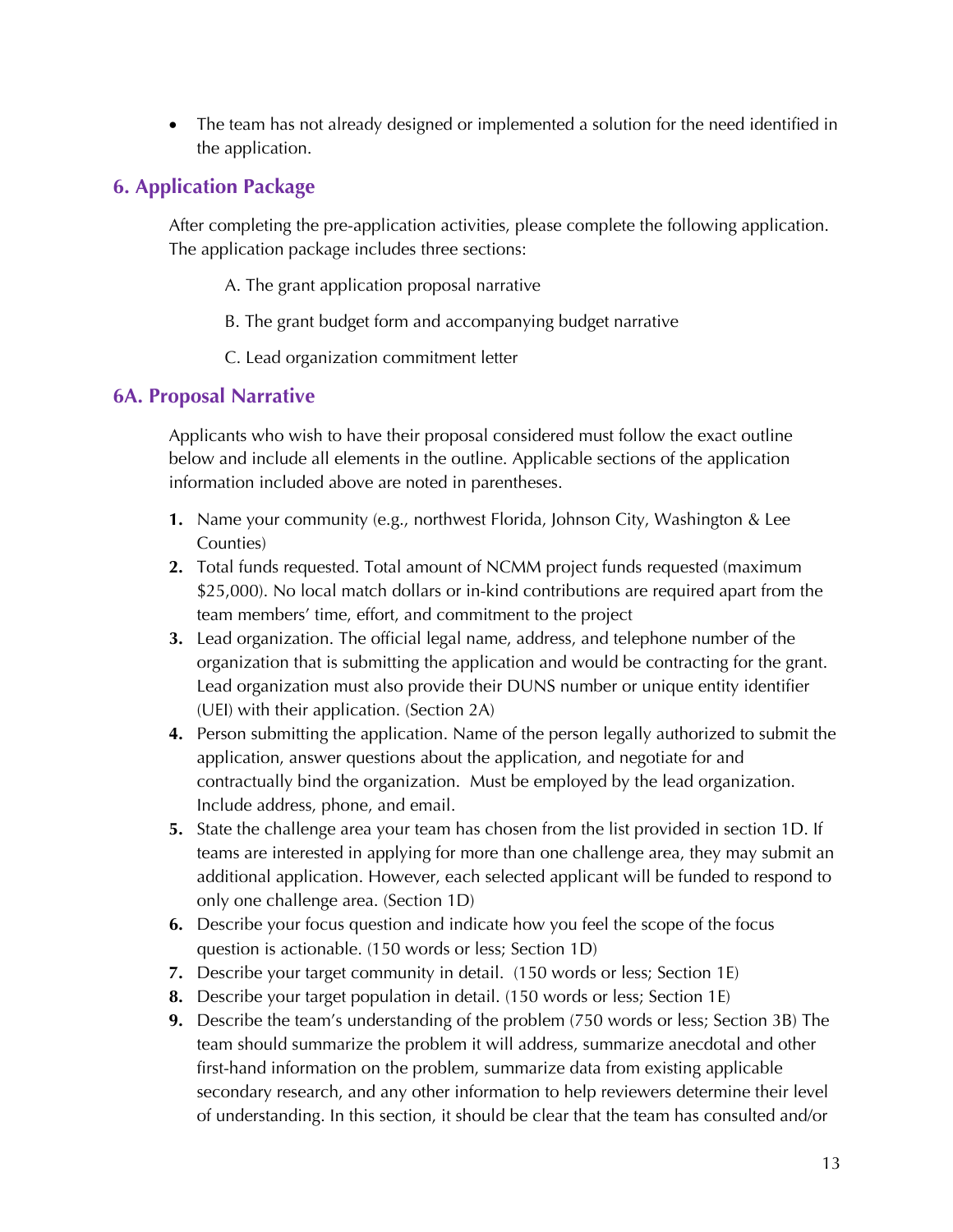- The team has not already designed or implemented a solution for the need identified in the application.

## 6. Application Package

After completing the pre-application activities, please complete the following application. The application package includes three sections:

A. The grant application proposal narrative

B. The grant budget form and accompanying budget narrative

C. Lead organization commitment letter

## 6A. Proposal Narrative

Applicants who wish to have their proposal considered must follow the exact outline below and include all elements in the outline. Applicable sections of the application information included above are noted in parentheses.

1. Name your community (e.g., northwest Florida, Johnson City, Washington & Lee Counties)
2. Total funds requested. Total amount of NCMM project funds requested (maximum $25,000). No local match dollars or in-kind contributions are required apart from the team members' time, effort, and commitment to the project
3. Lead organization. The official legal name, address, and telephone number of the organization that is submitting the application and would be contracting for the grant. Lead organization must also provide their DUNS number or unique entity identifier (UEI) with their application. (Section 2A)
4. Person submitting the application. Name of the person legally authorized to submit the application, answer questions about the application, and negotiate for and contractually bind the organization. Must be employed by the lead organization. Include address, phone, and email.
5. State the challenge area your team has chosen from the list provided in section 1D. If teams are interested in applying for more than one challenge area, they may submit an additional application. However, each selected applicant will be funded to respond to only one challenge area. (Section 1D)
6. Describe your focus question and indicate how you feel the scope of the focus question is actionable. (150 words or less; Section 1D)
7. Describe your target community in detail. (150 words or less; Section 1E)
8. Describe your target population in detail. (150 words or less; Section 1E)
9. Describe the team's understanding of the problem (750 words or less; Section 3B) The team should summarize the problem it will address, summarize anecdotal and other first-hand information on the problem, summarize data from existing applicable secondary research, and any other information to help reviewers determine their level of understanding. In this section, it should be clear that the team has consulted and/or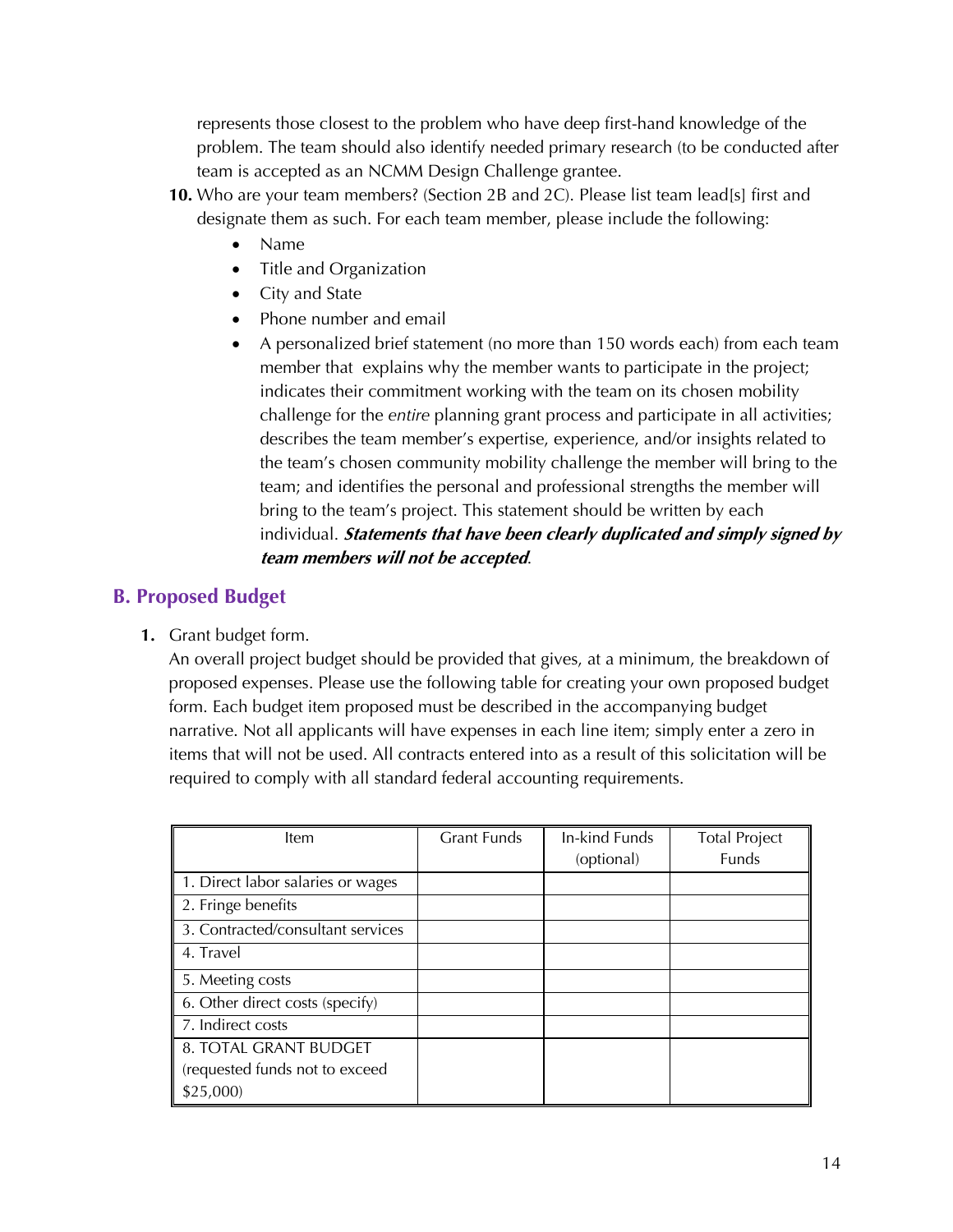represents those closest to the problem who have deep first-hand knowledge of the problem. The team should also identify needed primary research (to be conducted after team is accepted as an NCMM Design Challenge grantee.

10. Who are your team members? (Section 2B and 2C). Please list team lead[s] first and designate them as such. For each team member, please include the following:
    - Name
    - Title and Organization
    - City and State
    - Phone number and email
    - A personalized brief statement (no more than 150 words each) from each team member that explains why the member wants to participate in the project; indicates their commitment working with the team on its chosen mobility challenge for the *entire* planning grant process and participate in all activities; describes the team member's expertise, experience, and/or insights related to the team's chosen community mobility challenge the member will bring to the team; and identifies the personal and professional strengths the member will bring to the team's project. This statement should be written by each individual. ***Statements that have been clearly duplicated and simply signed by team members will not be accepted***.

## B. Proposed Budget

1. Grant budget form.
   An overall project budget should be provided that gives, at a minimum, the breakdown of proposed expenses. Please use the following table for creating your own proposed budget form. Each budget item proposed must be described in the accompanying budget narrative. Not all applicants will have expenses in each line item; simply enter a zero in items that will not be used. All contracts entered into as a result of this solicitation will be required to comply with all standard federal accounting requirements.

| Item | Grant Funds | In-kind Funds (optional) | Total Project Funds |
|---|---|---|---|
| 1. Direct labor salaries or wages | | | |
| 2. Fringe benefits | | | |
| 3. Contracted/consultant services | | | |
| 4. Travel | | | |
| 5. Meeting costs | | | |
| 6. Other direct costs (specify) | | | |
| 7. Indirect costs | | | |
| 8. TOTAL GRANT BUDGET (requested funds not to exceed $25,000) | | | |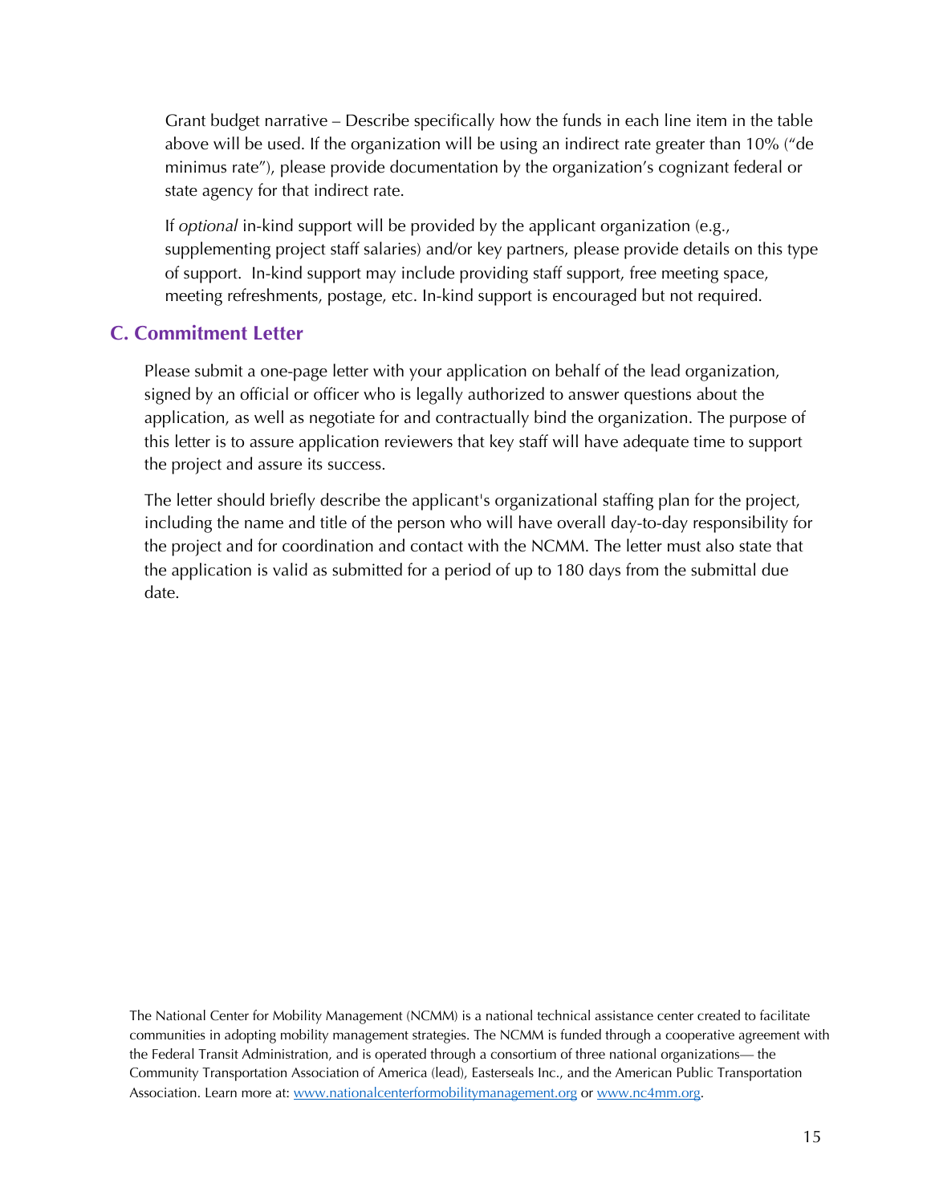Grant budget narrative – Describe specifically how the funds in each line item in the table above will be used. If the organization will be using an indirect rate greater than 10% ("de minimus rate"), please provide documentation by the organization's cognizant federal or state agency for that indirect rate.

If *optional* in-kind support will be provided by the applicant organization (e.g., supplementing project staff salaries) and/or key partners, please provide details on this type of support. In-kind support may include providing staff support, free meeting space, meeting refreshments, postage, etc. In-kind support is encouraged but not required.

## C. Commitment Letter

Please submit a one-page letter with your application on behalf of the lead organization, signed by an official or officer who is legally authorized to answer questions about the application, as well as negotiate for and contractually bind the organization. The purpose of this letter is to assure application reviewers that key staff will have adequate time to support the project and assure its success.

The letter should briefly describe the applicant's organizational staffing plan for the project, including the name and title of the person who will have overall day-to-day responsibility for the project and for coordination and contact with the NCMM. The letter must also state that the application is valid as submitted for a period of up to 180 days from the submittal due date.

The National Center for Mobility Management (NCMM) is a national technical assistance center created to facilitate communities in adopting mobility management strategies. The NCMM is funded through a cooperative agreement with the Federal Transit Administration, and is operated through a consortium of three national organizations— the Community Transportation Association of America (lead), Easterseals Inc., and the American Public Transportation Association. Learn more at: www.nationalcenterformobilitymanagement.org or www.nc4mm.org.